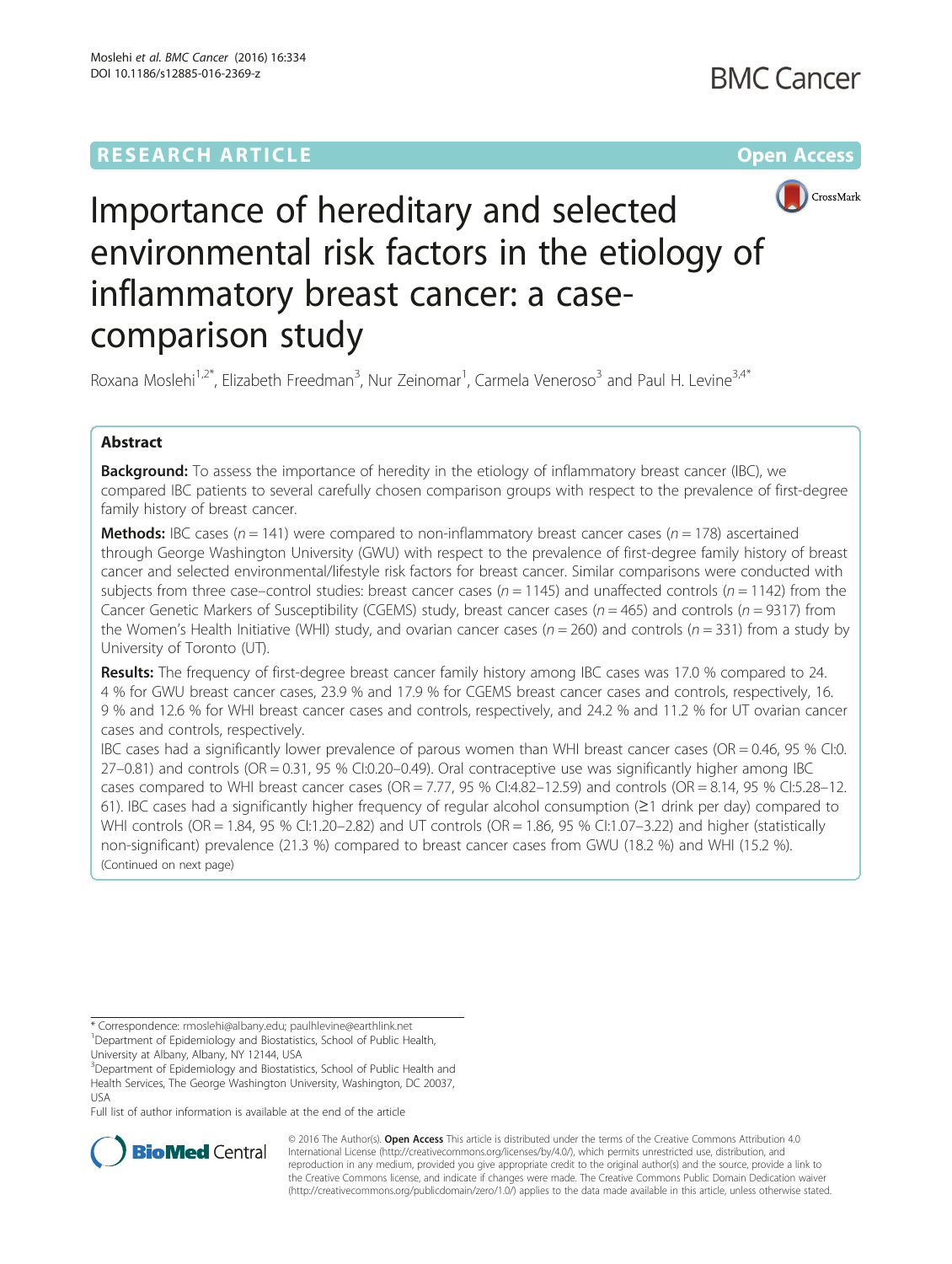RESEARCH ARTICLE

Open Access

# Importance of hereditary and selected environmental risk factors in the etiology of inflammatory breast cancer: a case-comparison study

Roxana Moslehi[1,2*], Elizabeth Freedman[3], Nur Zeinomar[1], Carmela Veneroso[3] and Paul H. Levine[3,4*]

## Abstract

**Background:** To assess the importance of heredity in the etiology of inflammatory breast cancer (IBC), we compared IBC patients to several carefully chosen comparison groups with respect to the prevalence of first-degree family history of breast cancer.

**Methods:** IBC cases ($n = 141$) were compared to non-inflammatory breast cancer cases ($n = 178$) ascertained through George Washington University (GWU) with respect to the prevalence of first-degree family history of breast cancer and selected environmental/lifestyle risk factors for breast cancer. Similar comparisons were conducted with subjects from three case–control studies: breast cancer cases ($n = 1145$) and unaffected controls ($n = 1142$) from the Cancer Genetic Markers of Susceptibility (CGEMS) study, breast cancer cases ($n = 465$) and controls ($n = 9317$) from the Women's Health Initiative (WHI) study, and ovarian cancer cases ($n = 260$) and controls ($n = 331$) from a study by University of Toronto (UT).

**Results:** The frequency of first-degree breast cancer family history among IBC cases was 17.0 % compared to 24.4 % for GWU breast cancer cases, 23.9 % and 17.9 % for CGEMS breast cancer cases and controls, respectively, 16.9 % and 12.6 % for WHI breast cancer cases and controls, respectively, and 24.2 % and 11.2 % for UT ovarian cancer cases and controls, respectively.

IBC cases had a significantly lower prevalence of parous women than WHI breast cancer cases (OR = 0.46, 95 % CI:0.27–0.81) and controls (OR = 0.31, 95 % CI:0.20–0.49). Oral contraceptive use was significantly higher among IBC cases compared to WHI breast cancer cases (OR = 7.77, 95 % CI:4.82–12.59) and controls (OR = 8.14, 95 % CI:5.28–12.61). IBC cases had a significantly higher frequency of regular alcohol consumption (≥1 drink per day) compared to WHI controls (OR = 1.84, 95 % CI:1.20–2.82) and UT controls (OR = 1.86, 95 % CI:1.07–3.22) and higher (statistically non-significant) prevalence (21.3 %) compared to breast cancer cases from GWU (18.2 %) and WHI (15.2 %).

(Continued on next page)

* Correspondence: rmoslehi@albany.edu; paulhlevine@earthlink.net

[1]Department of Epidemiology and Biostatistics, School of Public Health, University at Albany, Albany, NY 12144, USA

[3]Department of Epidemiology and Biostatistics, School of Public Health and Health Services, The George Washington University, Washington, DC 20037, USA

Full list of author information is available at the end of the article

© 2016 The Author(s). **Open Access** This article is distributed under the terms of the Creative Commons Attribution 4.0 International License (http://creativecommons.org/licenses/by/4.0/), which permits unrestricted use, distribution, and reproduction in any medium, provided you give appropriate credit to the original author(s) and the source, provide a link to the Creative Commons license, and indicate if changes were made. The Creative Commons Public Domain Dedication waiver (http://creativecommons.org/publicdomain/zero/1.0/) applies to the data made available in this article, unless otherwise stated.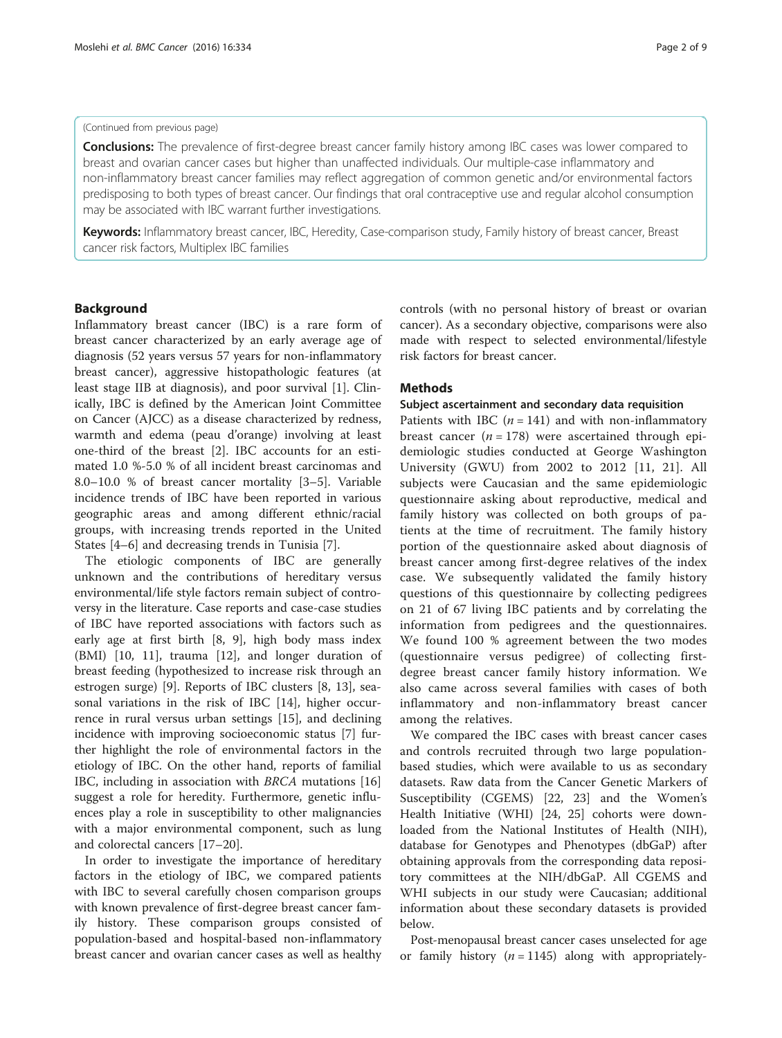(Continued from previous page)

**Conclusions:** The prevalence of first-degree breast cancer family history among IBC cases was lower compared to breast and ovarian cancer cases but higher than unaffected individuals. Our multiple-case inflammatory and non-inflammatory breast cancer families may reflect aggregation of common genetic and/or environmental factors predisposing to both types of breast cancer. Our findings that oral contraceptive use and regular alcohol consumption may be associated with IBC warrant further investigations.

**Keywords:** Inflammatory breast cancer, IBC, Heredity, Case-comparison study, Family history of breast cancer, Breast cancer risk factors, Multiplex IBC families

## Background

Inflammatory breast cancer (IBC) is a rare form of breast cancer characterized by an early average age of diagnosis (52 years versus 57 years for non-inflammatory breast cancer), aggressive histopathologic features (at least stage IIB at diagnosis), and poor survival [1]. Clinically, IBC is defined by the American Joint Committee on Cancer (AJCC) as a disease characterized by redness, warmth and edema (peau d'orange) involving at least one-third of the breast [2]. IBC accounts for an estimated 1.0 %-5.0 % of all incident breast carcinomas and 8.0–10.0 % of breast cancer mortality [3–5]. Variable incidence trends of IBC have been reported in various geographic areas and among different ethnic/racial groups, with increasing trends reported in the United States [4–6] and decreasing trends in Tunisia [7].

The etiologic components of IBC are generally unknown and the contributions of hereditary versus environmental/life style factors remain subject of controversy in the literature. Case reports and case-case studies of IBC have reported associations with factors such as early age at first birth [8, 9], high body mass index (BMI) [10, 11], trauma [12], and longer duration of breast feeding (hypothesized to increase risk through an estrogen surge) [9]. Reports of IBC clusters [8, 13], seasonal variations in the risk of IBC [14], higher occurrence in rural versus urban settings [15], and declining incidence with improving socioeconomic status [7] further highlight the role of environmental factors in the etiology of IBC. On the other hand, reports of familial IBC, including in association with *BRCA* mutations [16] suggest a role for heredity. Furthermore, genetic influences play a role in susceptibility to other malignancies with a major environmental component, such as lung and colorectal cancers [17–20].

In order to investigate the importance of hereditary factors in the etiology of IBC, we compared patients with IBC to several carefully chosen comparison groups with known prevalence of first-degree breast cancer family history. These comparison groups consisted of population-based and hospital-based non-inflammatory breast cancer and ovarian cancer cases as well as healthy controls (with no personal history of breast or ovarian cancer). As a secondary objective, comparisons were also made with respect to selected environmental/lifestyle risk factors for breast cancer.

## Methods

### Subject ascertainment and secondary data requisition

Patients with IBC ($n = 141$) and with non-inflammatory breast cancer ($n = 178$) were ascertained through epidemiologic studies conducted at George Washington University (GWU) from 2002 to 2012 [11, 21]. All subjects were Caucasian and the same epidemiologic questionnaire asking about reproductive, medical and family history was collected on both groups of patients at the time of recruitment. The family history portion of the questionnaire asked about diagnosis of breast cancer among first-degree relatives of the index case. We subsequently validated the family history questions of this questionnaire by collecting pedigrees on 21 of 67 living IBC patients and by correlating the information from pedigrees and the questionnaires. We found 100 % agreement between the two modes (questionnaire versus pedigree) of collecting first-degree breast cancer family history information. We also came across several families with cases of both inflammatory and non-inflammatory breast cancer among the relatives.

We compared the IBC cases with breast cancer cases and controls recruited through two large population-based studies, which were available to us as secondary datasets. Raw data from the Cancer Genetic Markers of Susceptibility (CGEMS) [22, 23] and the Women's Health Initiative (WHI) [24, 25] cohorts were downloaded from the National Institutes of Health (NIH), database for Genotypes and Phenotypes (dbGaP) after obtaining approvals from the corresponding data repository committees at the NIH/dbGaP. All CGEMS and WHI subjects in our study were Caucasian; additional information about these secondary datasets is provided below.

Post-menopausal breast cancer cases unselected for age or family history ($n = 1145$) along with appropriately-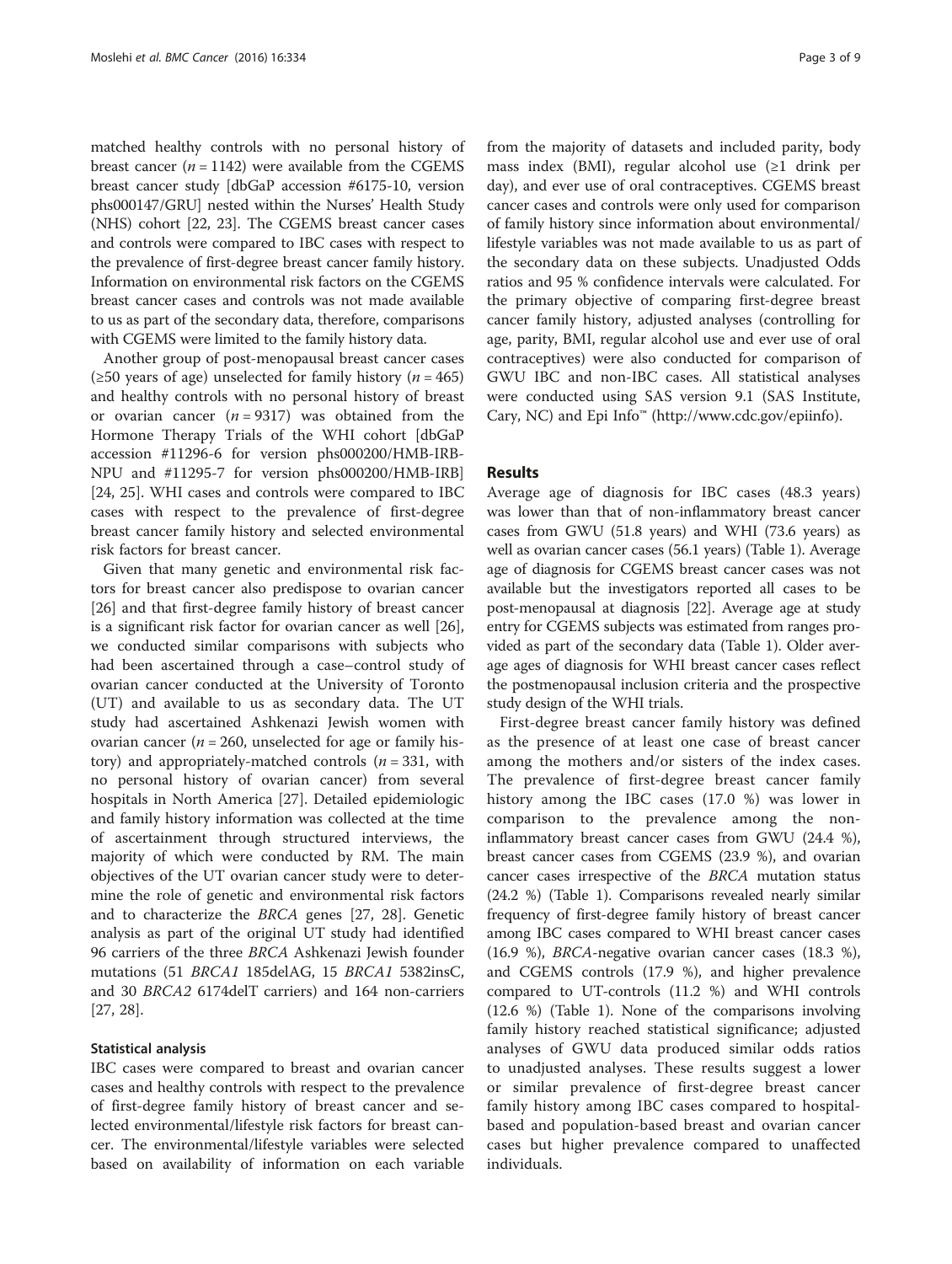matched healthy controls with no personal history of breast cancer ($n = 1142$) were available from the CGEMS breast cancer study [dbGaP accession #6175-10, version phs000147/GRU] nested within the Nurses' Health Study (NHS) cohort [22, 23]. The CGEMS breast cancer cases and controls were compared to IBC cases with respect to the prevalence of first-degree breast cancer family history. Information on environmental risk factors on the CGEMS breast cancer cases and controls was not made available to us as part of the secondary data, therefore, comparisons with CGEMS were limited to the family history data.

Another group of post-menopausal breast cancer cases (≥50 years of age) unselected for family history ($n = 465$) and healthy controls with no personal history of breast or ovarian cancer ($n = 9317$) was obtained from the Hormone Therapy Trials of the WHI cohort [dbGaP accession #11296-6 for version phs000200/HMB-IRB-NPU and #11295-7 for version phs000200/HMB-IRB] [24, 25]. WHI cases and controls were compared to IBC cases with respect to the prevalence of first-degree breast cancer family history and selected environmental risk factors for breast cancer.

Given that many genetic and environmental risk factors for breast cancer also predispose to ovarian cancer [26] and that first-degree family history of breast cancer is a significant risk factor for ovarian cancer as well [26], we conducted similar comparisons with subjects who had been ascertained through a case–control study of ovarian cancer conducted at the University of Toronto (UT) and available to us as secondary data. The UT study had ascertained Ashkenazi Jewish women with ovarian cancer ($n = 260$, unselected for age or family history) and appropriately-matched controls ($n = 331$, with no personal history of ovarian cancer) from several hospitals in North America [27]. Detailed epidemiologic and family history information was collected at the time of ascertainment through structured interviews, the majority of which were conducted by RM. The main objectives of the UT ovarian cancer study were to determine the role of genetic and environmental risk factors and to characterize the *BRCA* genes [27, 28]. Genetic analysis as part of the original UT study had identified 96 carriers of the three *BRCA* Ashkenazi Jewish founder mutations (51 *BRCA1* 185delAG, 15 *BRCA1* 5382insC, and 30 *BRCA2* 6174delT carriers) and 164 non-carriers [27, 28].

### Statistical analysis

IBC cases were compared to breast and ovarian cancer cases and healthy controls with respect to the prevalence of first-degree family history of breast cancer and selected environmental/lifestyle risk factors for breast cancer. The environmental/lifestyle variables were selected based on availability of information on each variable from the majority of datasets and included parity, body mass index (BMI), regular alcohol use (≥1 drink per day), and ever use of oral contraceptives. CGEMS breast cancer cases and controls were only used for comparison of family history since information about environmental/lifestyle variables was not made available to us as part of the secondary data on these subjects. Unadjusted Odds ratios and 95 % confidence intervals were calculated. For the primary objective of comparing first-degree breast cancer family history, adjusted analyses (controlling for age, parity, BMI, regular alcohol use and ever use of oral contraceptives) were also conducted for comparison of GWU IBC and non-IBC cases. All statistical analyses were conducted using SAS version 9.1 (SAS Institute, Cary, NC) and Epi Info™ (http://www.cdc.gov/epiinfo).

## Results

Average age of diagnosis for IBC cases (48.3 years) was lower than that of non-inflammatory breast cancer cases from GWU (51.8 years) and WHI (73.6 years) as well as ovarian cancer cases (56.1 years) (Table 1). Average age of diagnosis for CGEMS breast cancer cases was not available but the investigators reported all cases to be post-menopausal at diagnosis [22]. Average age at study entry for CGEMS subjects was estimated from ranges provided as part of the secondary data (Table 1). Older average ages of diagnosis for WHI breast cancer cases reflect the postmenopausal inclusion criteria and the prospective study design of the WHI trials.

First-degree breast cancer family history was defined as the presence of at least one case of breast cancer among the mothers and/or sisters of the index cases. The prevalence of first-degree breast cancer family history among the IBC cases (17.0 %) was lower in comparison to the prevalence among the non-inflammatory breast cancer cases from GWU (24.4 %), breast cancer cases from CGEMS (23.9 %), and ovarian cancer cases irrespective of the *BRCA* mutation status (24.2 %) (Table 1). Comparisons revealed nearly similar frequency of first-degree family history of breast cancer among IBC cases compared to WHI breast cancer cases (16.9 %), *BRCA*-negative ovarian cancer cases (18.3 %), and CGEMS controls (17.9 %), and higher prevalence compared to UT-controls (11.2 %) and WHI controls (12.6 %) (Table 1). None of the comparisons involving family history reached statistical significance; adjusted analyses of GWU data produced similar odds ratios to unadjusted analyses. These results suggest a lower or similar prevalence of first-degree breast cancer family history among IBC cases compared to hospital-based and population-based breast and ovarian cancer cases but higher prevalence compared to unaffected individuals.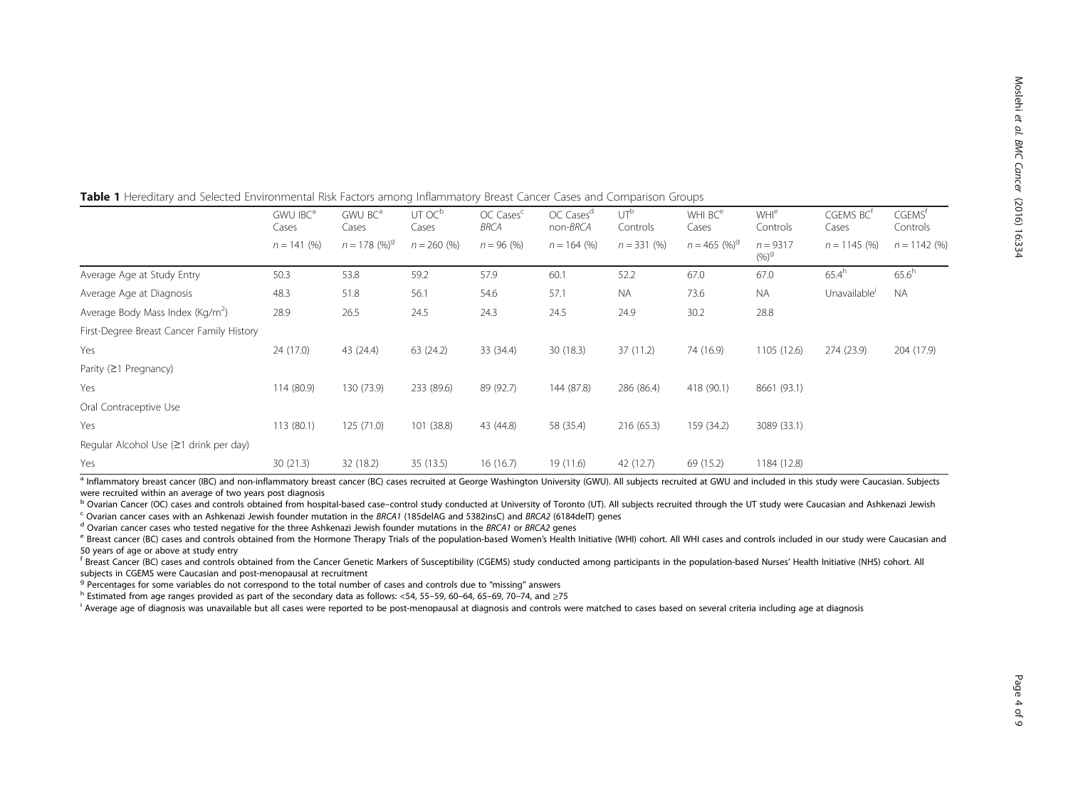**Table 1** Hereditary and Selected Environmental Risk Factors among Inflammatory Breast Cancer Cases and Comparison Groups

| | GWU IBC[a] Cases | GWU BC[a] Cases | UT OC[b] Cases | OC Cases[c] *BRCA* | OC Cases[d] non-*BRCA* | UT[b] Controls | WHI BC[e] Cases | WHI[e] Controls | CGEMS BC[f] Cases | CGEMS[f] Controls |
|---|---|---|---|---|---|---|---|---|---|---|
| | $n = 141$ (%) | $n = 178$ (%)[g] | $n = 260$ (%) | $n = 96$ (%) | $n = 164$ (%) | $n = 331$ (%) | $n = 465$ (%)[g] | $n = 9317$ (%)[g] | $n = 1145$ (%) | $n = 1142$ (%) |
| Average Age at Study Entry | 50.3 | 53.8 | 59.2 | 57.9 | 60.1 | 52.2 | 67.0 | 67.0 | 65.4[h] | 65.6[h] |
| Average Age at Diagnosis | 48.3 | 51.8 | 56.1 | 54.6 | 57.1 | NA | 73.6 | NA | Unavailable[i] | NA |
| Average Body Mass Index (Kg/m$^2$) | 28.9 | 26.5 | 24.5 | 24.3 | 24.5 | 24.9 | 30.2 | 28.8 | | |
| First-Degree Breast Cancer Family History | | | | | | | | | | |
| Yes | 24 (17.0) | 43 (24.4) | 63 (24.2) | 33 (34.4) | 30 (18.3) | 37 (11.2) | 74 (16.9) | 1105 (12.6) | 274 (23.9) | 204 (17.9) |
| Parity (≥1 Pregnancy) | | | | | | | | | | |
| Yes | 114 (80.9) | 130 (73.9) | 233 (89.6) | 89 (92.7) | 144 (87.8) | 286 (86.4) | 418 (90.1) | 8661 (93.1) | | |
| Oral Contraceptive Use | | | | | | | | | | |
| Yes | 113 (80.1) | 125 (71.0) | 101 (38.8) | 43 (44.8) | 58 (35.4) | 216 (65.3) | 159 (34.2) | 3089 (33.1) | | |
| Regular Alcohol Use (≥1 drink per day) | | | | | | | | | | |
| Yes | 30 (21.3) | 32 (18.2) | 35 (13.5) | 16 (16.7) | 19 (11.6) | 42 (12.7) | 69 (15.2) | 1184 (12.8) | | |

[a] Inflammatory breast cancer (IBC) and non-inflammatory breast cancer (BC) cases recruited at George Washington University (GWU). All subjects recruited at GWU and included in this study were Caucasian. Subjects were recruited within an average of two years post diagnosis

[b] Ovarian Cancer (OC) cases and controls obtained from hospital-based case–control study conducted at University of Toronto (UT). All subjects recruited through the UT study were Caucasian and Ashkenazi Jewish

[c] Ovarian cancer cases with an Ashkenazi Jewish founder mutation in the *BRCA1* (185delAG and 5382insC) and *BRCA2* (6184delT) genes

[d] Ovarian cancer cases who tested negative for the three Ashkenazi Jewish founder mutations in the *BRCA1* or *BRCA2* genes

[e] Breast cancer (BC) cases and controls obtained from the Hormone Therapy Trials of the population-based Women's Health Initiative (WHI) cohort. All WHI cases and controls included in our study were Caucasian and 50 years of age or above at study entry

[f] Breast Cancer (BC) cases and controls obtained from the Cancer Genetic Markers of Susceptibility (CGEMS) study conducted among participants in the population-based Nurses' Health Initiative (NHS) cohort. All subjects in CGEMS were Caucasian and post-menopausal at recruitment

[g] Percentages for some variables do not correspond to the total number of cases and controls due to "missing" answers

[h] Estimated from age ranges provided as part of the secondary data as follows: <54, 55–59, 60–64, 65–69, 70–74, and ≥75

[i] Average age of diagnosis was unavailable but all cases were reported to be post-menopausal at diagnosis and controls were matched to cases based on several criteria including age at diagnosis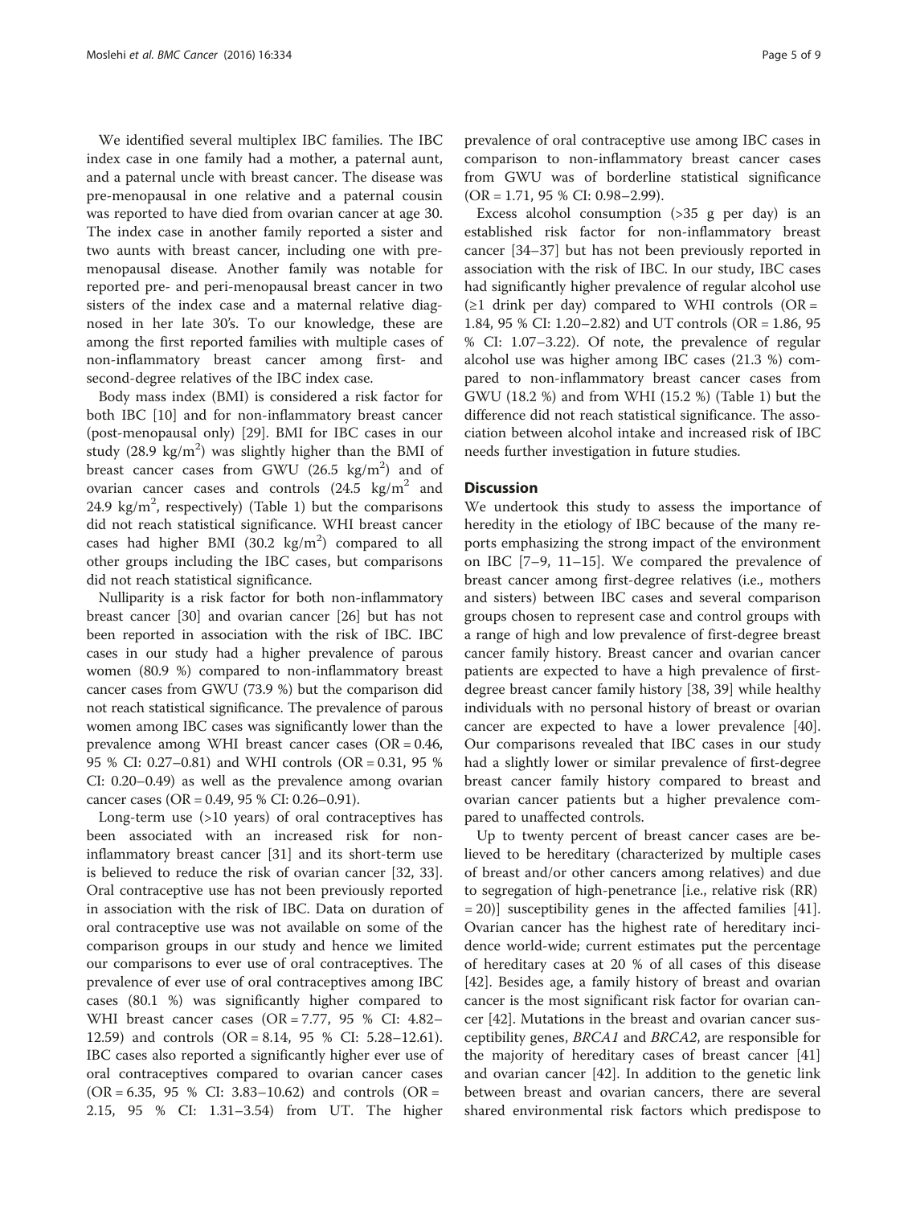We identified several multiplex IBC families. The IBC index case in one family had a mother, a paternal aunt, and a paternal uncle with breast cancer. The disease was pre-menopausal in one relative and a paternal cousin was reported to have died from ovarian cancer at age 30. The index case in another family reported a sister and two aunts with breast cancer, including one with pre-menopausal disease. Another family was notable for reported pre- and peri-menopausal breast cancer in two sisters of the index case and a maternal relative diagnosed in her late 30's. To our knowledge, these are among the first reported families with multiple cases of non-inflammatory breast cancer among first- and second-degree relatives of the IBC index case.

Body mass index (BMI) is considered a risk factor for both IBC [10] and for non-inflammatory breast cancer (post-menopausal only) [29]. BMI for IBC cases in our study (28.9 $kg/m^2$) was slightly higher than the BMI of breast cancer cases from GWU (26.5 $kg/m^2$) and of ovarian cancer cases and controls (24.5 $kg/m^2$ and 24.9 $kg/m^2$, respectively) (Table 1) but the comparisons did not reach statistical significance. WHI breast cancer cases had higher BMI (30.2 $kg/m^2$) compared to all other groups including the IBC cases, but comparisons did not reach statistical significance.

Nulliparity is a risk factor for both non-inflammatory breast cancer [30] and ovarian cancer [26] but has not been reported in association with the risk of IBC. IBC cases in our study had a higher prevalence of parous women (80.9 %) compared to non-inflammatory breast cancer cases from GWU (73.9 %) but the comparison did not reach statistical significance. The prevalence of parous women among IBC cases was significantly lower than the prevalence among WHI breast cancer cases (OR = 0.46, 95 % CI: 0.27–0.81) and WHI controls (OR = 0.31, 95 % CI: 0.20–0.49) as well as the prevalence among ovarian cancer cases (OR = 0.49, 95 % CI: 0.26–0.91).

Long-term use (>10 years) of oral contraceptives has been associated with an increased risk for non-inflammatory breast cancer [31] and its short-term use is believed to reduce the risk of ovarian cancer [32, 33]. Oral contraceptive use has not been previously reported in association with the risk of IBC. Data on duration of oral contraceptive use was not available on some of the comparison groups in our study and hence we limited our comparisons to ever use of oral contraceptives. The prevalence of ever use of oral contraceptives among IBC cases (80.1 %) was significantly higher compared to WHI breast cancer cases (OR = 7.77, 95 % CI: 4.82–12.59) and controls (OR = 8.14, 95 % CI: 5.28–12.61). IBC cases also reported a significantly higher ever use of oral contraceptives compared to ovarian cancer cases (OR = 6.35, 95 % CI: 3.83–10.62) and controls (OR = 2.15, 95 % CI: 1.31–3.54) from UT. The higher prevalence of oral contraceptive use among IBC cases in comparison to non-inflammatory breast cancer cases from GWU was of borderline statistical significance (OR = 1.71, 95 % CI: 0.98–2.99).

Excess alcohol consumption (>35 g per day) is an established risk factor for non-inflammatory breast cancer [34–37] but has not been previously reported in association with the risk of IBC. In our study, IBC cases had significantly higher prevalence of regular alcohol use (≥1 drink per day) compared to WHI controls (OR = 1.84, 95 % CI: 1.20–2.82) and UT controls (OR = 1.86, 95 % CI: 1.07–3.22). Of note, the prevalence of regular alcohol use was higher among IBC cases (21.3 %) compared to non-inflammatory breast cancer cases from GWU (18.2 %) and from WHI (15.2 %) (Table 1) but the difference did not reach statistical significance. The association between alcohol intake and increased risk of IBC needs further investigation in future studies.

## Discussion

We undertook this study to assess the importance of heredity in the etiology of IBC because of the many reports emphasizing the strong impact of the environment on IBC [7–9, 11–15]. We compared the prevalence of breast cancer among first-degree relatives (i.e., mothers and sisters) between IBC cases and several comparison groups chosen to represent case and control groups with a range of high and low prevalence of first-degree breast cancer family history. Breast cancer and ovarian cancer patients are expected to have a high prevalence of first-degree breast cancer family history [38, 39] while healthy individuals with no personal history of breast or ovarian cancer are expected to have a lower prevalence [40]. Our comparisons revealed that IBC cases in our study had a slightly lower or similar prevalence of first-degree breast cancer family history compared to breast and ovarian cancer patients but a higher prevalence compared to unaffected controls.

Up to twenty percent of breast cancer cases are believed to be hereditary (characterized by multiple cases of breast and/or other cancers among relatives) and due to segregation of high-penetrance [i.e., relative risk (RR) = 20)] susceptibility genes in the affected families [41]. Ovarian cancer has the highest rate of hereditary incidence world-wide; current estimates put the percentage of hereditary cases at 20 % of all cases of this disease [42]. Besides age, a family history of breast and ovarian cancer is the most significant risk factor for ovarian cancer [42]. Mutations in the breast and ovarian cancer susceptibility genes, *BRCA1* and *BRCA2*, are responsible for the majority of hereditary cases of breast cancer [41] and ovarian cancer [42]. In addition to the genetic link between breast and ovarian cancers, there are several shared environmental risk factors which predispose to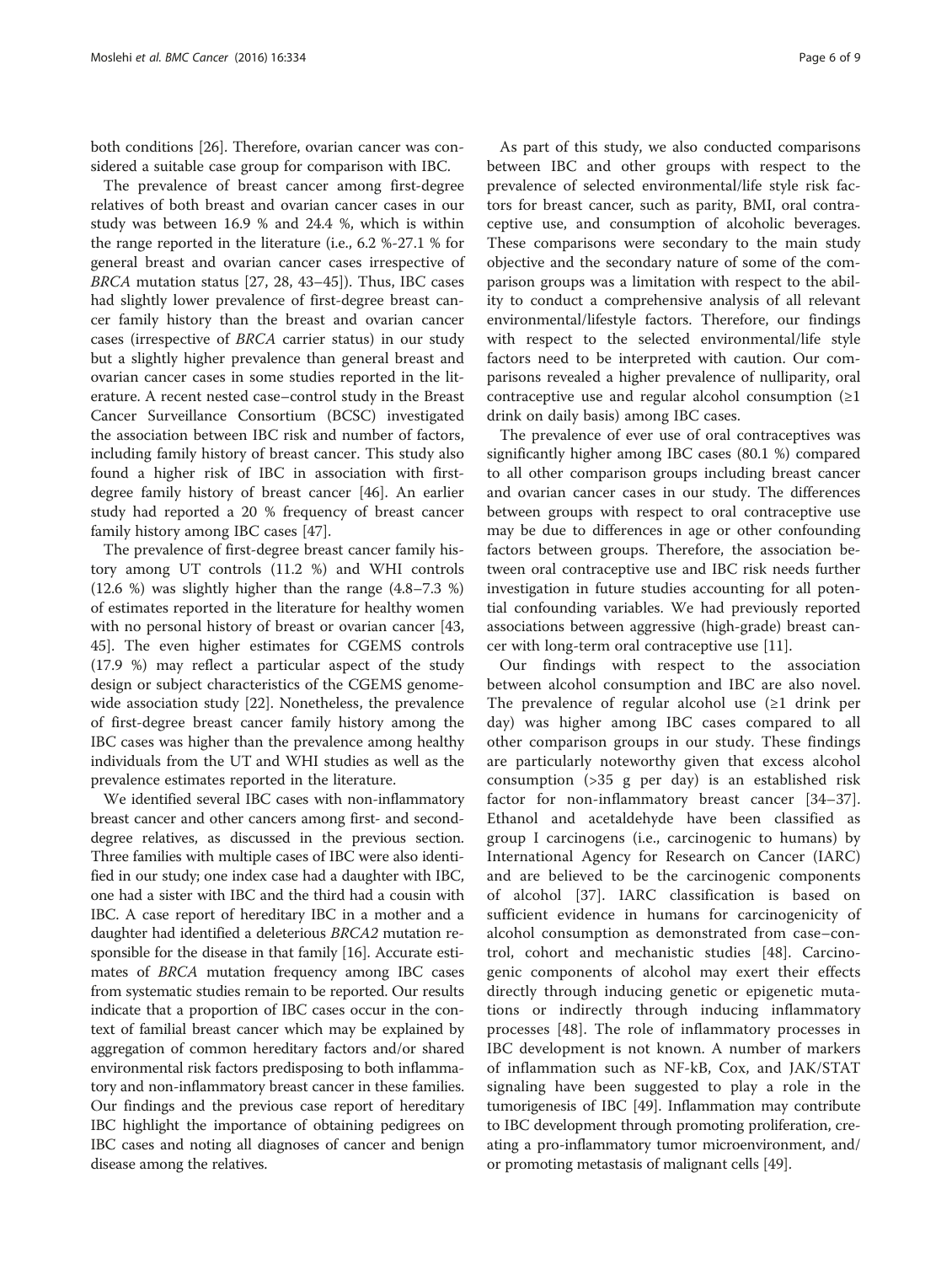both conditions [26]. Therefore, ovarian cancer was considered a suitable case group for comparison with IBC.

The prevalence of breast cancer among first-degree relatives of both breast and ovarian cancer cases in our study was between 16.9 % and 24.4 %, which is within the range reported in the literature (i.e., 6.2 %-27.1 % for general breast and ovarian cancer cases irrespective of *BRCA* mutation status [27, 28, 43–45]). Thus, IBC cases had slightly lower prevalence of first-degree breast cancer family history than the breast and ovarian cancer cases (irrespective of *BRCA* carrier status) in our study but a slightly higher prevalence than general breast and ovarian cancer cases in some studies reported in the literature. A recent nested case–control study in the Breast Cancer Surveillance Consortium (BCSC) investigated the association between IBC risk and number of factors, including family history of breast cancer. This study also found a higher risk of IBC in association with first-degree family history of breast cancer [46]. An earlier study had reported a 20 % frequency of breast cancer family history among IBC cases [47].

The prevalence of first-degree breast cancer family history among UT controls (11.2 %) and WHI controls (12.6 %) was slightly higher than the range (4.8–7.3 %) of estimates reported in the literature for healthy women with no personal history of breast or ovarian cancer [43, 45]. The even higher estimates for CGEMS controls (17.9 %) may reflect a particular aspect of the study design or subject characteristics of the CGEMS genome-wide association study [22]. Nonetheless, the prevalence of first-degree breast cancer family history among the IBC cases was higher than the prevalence among healthy individuals from the UT and WHI studies as well as the prevalence estimates reported in the literature.

We identified several IBC cases with non-inflammatory breast cancer and other cancers among first- and second-degree relatives, as discussed in the previous section. Three families with multiple cases of IBC were also identified in our study; one index case had a daughter with IBC, one had a sister with IBC and the third had a cousin with IBC. A case report of hereditary IBC in a mother and a daughter had identified a deleterious *BRCA2* mutation responsible for the disease in that family [16]. Accurate estimates of *BRCA* mutation frequency among IBC cases from systematic studies remain to be reported. Our results indicate that a proportion of IBC cases occur in the context of familial breast cancer which may be explained by aggregation of common hereditary factors and/or shared environmental risk factors predisposing to both inflammatory and non-inflammatory breast cancer in these families. Our findings and the previous case report of hereditary IBC highlight the importance of obtaining pedigrees on IBC cases and noting all diagnoses of cancer and benign disease among the relatives.

As part of this study, we also conducted comparisons between IBC and other groups with respect to the prevalence of selected environmental/life style risk factors for breast cancer, such as parity, BMI, oral contraceptive use, and consumption of alcoholic beverages. These comparisons were secondary to the main study objective and the secondary nature of some of the comparison groups was a limitation with respect to the ability to conduct a comprehensive analysis of all relevant environmental/lifestyle factors. Therefore, our findings with respect to the selected environmental/life style factors need to be interpreted with caution. Our comparisons revealed a higher prevalence of nulliparity, oral contraceptive use and regular alcohol consumption (≥1 drink on daily basis) among IBC cases.

The prevalence of ever use of oral contraceptives was significantly higher among IBC cases (80.1 %) compared to all other comparison groups including breast cancer and ovarian cancer cases in our study. The differences between groups with respect to oral contraceptive use may be due to differences in age or other confounding factors between groups. Therefore, the association between oral contraceptive use and IBC risk needs further investigation in future studies accounting for all potential confounding variables. We had previously reported associations between aggressive (high-grade) breast cancer with long-term oral contraceptive use [11].

Our findings with respect to the association between alcohol consumption and IBC are also novel. The prevalence of regular alcohol use (≥1 drink per day) was higher among IBC cases compared to all other comparison groups in our study. These findings are particularly noteworthy given that excess alcohol consumption (>35 g per day) is an established risk factor for non-inflammatory breast cancer [34–37]. Ethanol and acetaldehyde have been classified as group I carcinogens (i.e., carcinogenic to humans) by International Agency for Research on Cancer (IARC) and are believed to be the carcinogenic components of alcohol [37]. IARC classification is based on sufficient evidence in humans for carcinogenicity of alcohol consumption as demonstrated from case–control, cohort and mechanistic studies [48]. Carcinogenic components of alcohol may exert their effects directly through inducing genetic or epigenetic mutations or indirectly through inducing inflammatory processes [48]. The role of inflammatory processes in IBC development is not known. A number of markers of inflammation such as NF-kB, Cox, and JAK/STAT signaling have been suggested to play a role in the tumorigenesis of IBC [49]. Inflammation may contribute to IBC development through promoting proliferation, creating a pro-inflammatory tumor microenvironment, and/or promoting metastasis of malignant cells [49].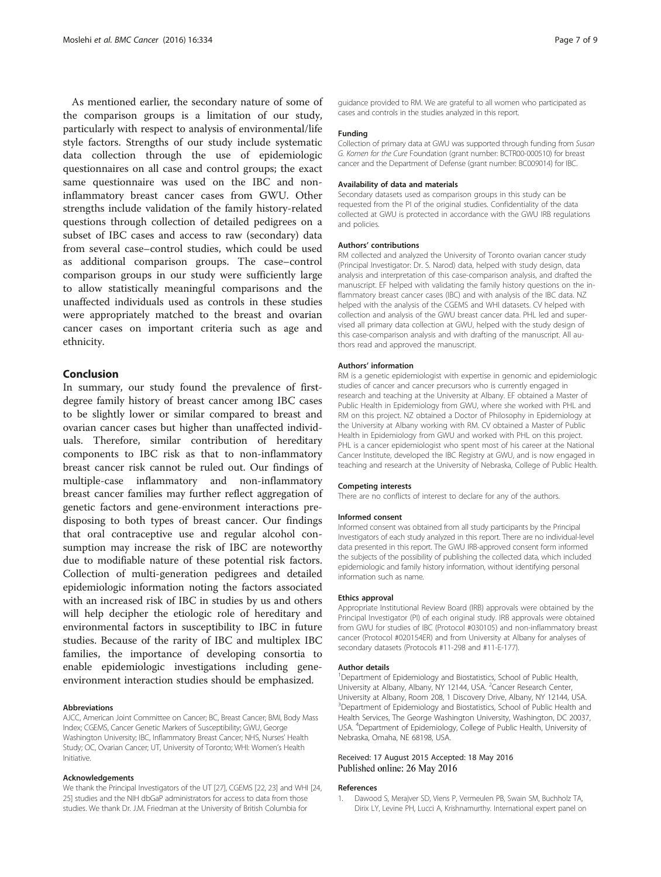As mentioned earlier, the secondary nature of some of the comparison groups is a limitation of our study, particularly with respect to analysis of environmental/life style factors. Strengths of our study include systematic data collection through the use of epidemiologic questionnaires on all case and control groups; the exact same questionnaire was used on the IBC and non-inflammatory breast cancer cases from GWU. Other strengths include validation of the family history-related questions through collection of detailed pedigrees on a subset of IBC cases and access to raw (secondary) data from several case–control studies, which could be used as additional comparison groups. The case–control comparison groups in our study were sufficiently large to allow statistically meaningful comparisons and the unaffected individuals used as controls in these studies were appropriately matched to the breast and ovarian cancer cases on important criteria such as age and ethnicity.

## Conclusion

In summary, our study found the prevalence of first-degree family history of breast cancer among IBC cases to be slightly lower or similar compared to breast and ovarian cancer cases but higher than unaffected individuals. Therefore, similar contribution of hereditary components to IBC risk as that to non-inflammatory breast cancer risk cannot be ruled out. Our findings of multiple-case inflammatory and non-inflammatory breast cancer families may further reflect aggregation of genetic factors and gene-environment interactions predisposing to both types of breast cancer. Our findings that oral contraceptive use and regular alcohol consumption may increase the risk of IBC are noteworthy due to modifiable nature of these potential risk factors. Collection of multi-generation pedigrees and detailed epidemiologic information noting the factors associated with an increased risk of IBC in studies by us and others will help decipher the etiologic role of hereditary and environmental factors in susceptibility to IBC in future studies. Because of the rarity of IBC and multiplex IBC families, the importance of developing consortia to enable epidemiologic investigations including gene-environment interaction studies should be emphasized.

### Abbreviations

AJCC, American Joint Committee on Cancer; BC, Breast Cancer; BMI, Body Mass Index; CGEMS, Cancer Genetic Markers of Susceptibility; GWU, George Washington University; IBC, Inflammatory Breast Cancer; NHS, Nurses' Health Study; OC, Ovarian Cancer; UT, University of Toronto; WHI: Women's Health Initiative.

### Acknowledgements

We thank the Principal Investigators of the UT [27], CGEMS [22, 23] and WHI [24, 25] studies and the NIH dbGaP administrators for access to data from those studies. We thank Dr. J.M. Friedman at the University of British Columbia for guidance provided to RM. We are grateful to all women who participated as cases and controls in the studies analyzed in this report.

### Funding

Collection of primary data at GWU was supported through funding from *Susan G. Komen for the Cure* Foundation (grant number: BCTR00-000510) for breast cancer and the Department of Defense (grant number: BC009014) for IBC.

### Availability of data and materials

Secondary datasets used as comparison groups in this study can be requested from the PI of the original studies. Confidentiality of the data collected at GWU is protected in accordance with the GWU IRB regulations and policies.

### Authors' contributions

RM collected and analyzed the University of Toronto ovarian cancer study (Principal Investigator: Dr. S. Narod) data, helped with study design, data analysis and interpretation of this case-comparison analysis, and drafted the manuscript. EF helped with validating the family history questions on the inflammatory breast cancer cases (IBC) and with analysis of the IBC data. NZ helped with the analysis of the CGEMS and WHI datasets. CV helped with collection and analysis of the GWU breast cancer data. PHL led and supervised all primary data collection at GWU, helped with the study design of this case-comparison analysis and with drafting of the manuscript. All authors read and approved the manuscript.

### Authors' information

RM is a genetic epidemiologist with expertise in genomic and epidemiologic studies of cancer and cancer precursors who is currently engaged in research and teaching at the University at Albany. EF obtained a Master of Public Health in Epidemiology from GWU, where she worked with PHL and RM on this project. NZ obtained a Doctor of Philosophy in Epidemiology at the University at Albany working with RM. CV obtained a Master of Public Health in Epidemiology from GWU and worked with PHL on this project. PHL is a cancer epidemiologist who spent most of his career at the National Cancer Institute, developed the IBC Registry at GWU, and is now engaged in teaching and research at the University of Nebraska, College of Public Health.

### Competing interests

There are no conflicts of interest to declare for any of the authors.

### Informed consent

Informed consent was obtained from all study participants by the Principal Investigators of each study analyzed in this report. There are no individual-level data presented in this report. The GWU IRB-approved consent form informed the subjects of the possibility of publishing the collected data, which included epidemiologic and family history information, without identifying personal information such as name.

### Ethics approval

Appropriate Institutional Review Board (IRB) approvals were obtained by the Principal Investigator (PI) of each original study. IRB approvals were obtained from GWU for studies of IBC (Protocol #030105) and non-inflammatory breast cancer (Protocol #020154ER) and from University at Albany for analyses of secondary datasets (Protocols #11-298 and #11-E-177).

### Author details

[1]Department of Epidemiology and Biostatistics, School of Public Health, University at Albany, Albany, NY 12144, USA. [2]Cancer Research Center, University at Albany, Room 208, 1 Discovery Drive, Albany, NY 12144, USA. [3]Department of Epidemiology and Biostatistics, School of Public Health and Health Services, The George Washington University, Washington, DC 20037, USA. [4]Department of Epidemiology, College of Public Health, University of Nebraska, Omaha, NE 68198, USA.

Received: 17 August 2015 Accepted: 18 May 2016
Published online: 26 May 2016

### References

1. Dawood S, Merajver SD, Viens P, Vermeulen PB, Swain SM, Buchholz TA, Dirix LY, Levine PH, Lucci A, Krishnamurthy. International expert panel on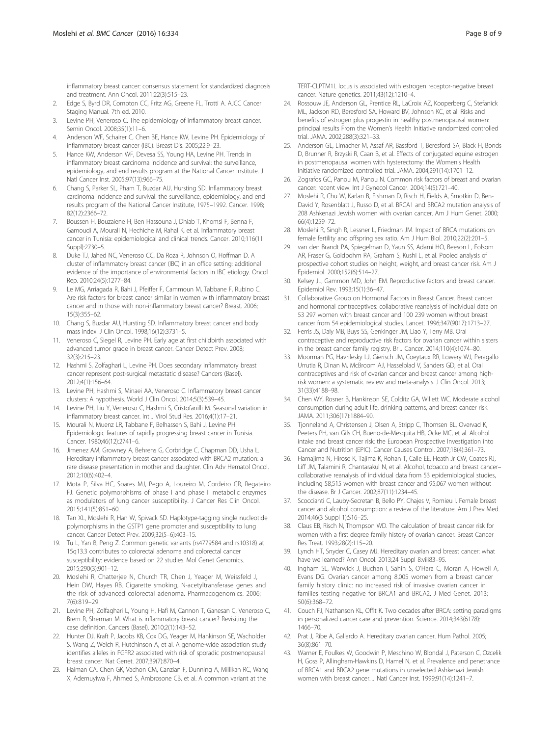inflammatory breast cancer: consensus statement for standardized diagnosis and treatment. Ann Oncol. 2011;22(3):515–23.

2. Edge S, Byrd DR, Compton CC, Fritz AG, Greene FL, Trotti A. AJCC Cancer Staging Manual. 7th ed. 2010.
3. Levine PH, Veneroso C. The epidemiology of inflammatory breast cancer. Semin Oncol. 2008;35(1):11–6.
4. Anderson WF, Schairer C, Chen BE, Hance KW, Levine PH. Epidemiology of inflammatory breast cancer (IBC). Breast Dis. 2005;22:9–23.
5. Hance KW, Anderson WF, Devesa SS, Young HA, Levine PH. Trends in inflammatory breast carcinoma incidence and survival: the surveillance, epidemiology, and end results program at the National Cancer Institute. J Natl Cancer Inst. 2005;97(13):966–75.
6. Chang S, Parker SL, Pham T, Buzdar AU, Hursting SD. Inflammatory breast carcinoma incidence and survival: the surveillance, epidemiology, and end results program of the National Cancer Institute, 1975–1992. Cancer. 1998; 82(12):2366–72.
7. Boussen H, Bouzaiene H, Ben Hassouna J, Dhiab T, Khomsi F, Benna F, Gamoudi A, Mourali N, Hechiche M, Rahal K, et al. Inflammatory breast cancer in Tunisia: epidemiological and clinical trends. Cancer. 2010;116(11 Suppl):2730–5.
8. Duke TJ, Jahed NC, Veneroso CC, Da Roza R, Johnson O, Hoffman D. A cluster of inflammatory breast cancer (IBC) in an office setting: additional evidence of the importance of environmental factors in IBC etiology. Oncol Rep. 2010;24(5):1277–84.
9. Le MG, Arriagada R, Bahi J, Pfeiffer F, Cammoun M, Tabbane F, Rubino C. Are risk factors for breast cancer similar in women with inflammatory breast cancer and in those with non-inflammatory breast cancer? Breast. 2006; 15(3):355–62.
10. Chang S, Buzdar AU, Hursting SD. Inflammatory breast cancer and body mass index. J Clin Oncol. 1998;16(12):3731–5.
11. Veneroso C, Siegel R, Levine PH. Early age at first childbirth associated with advanced tumor grade in breast cancer. Cancer Detect Prev. 2008; 32(3):215–23.
12. Hashmi S, Zolfaghari L, Levine PH. Does secondary inflammatory breast cancer represent post-surgical metastatic disease? Cancers (Basel). 2012;4(1):156–64.
13. Levine PH, Hashmi S, Minaei AA, Veneroso C. Inflammatory breast cancer clusters: A hypothesis. World J Clin Oncol. 2014;5(3):539–45.
14. Levine PH, Liu Y, Veneroso C, Hashmi S, Cristofanilli M. Seasonal variation in inflammatory breast cancer. Int J Virol Stud Res. 2016;4(1):17–21.
15. Mourali N, Muenz LR, Tabbane F, Belhassen S, Bahi J, Levine PH. Epidemiologic features of rapidly progressing breast cancer in Tunisia. Cancer. 1980;46(12):2741–6.
16. Jimenez AM, Growney A, Behrens G, Corbridge C, Chapman DD, Usha L. Hereditary inflammatory breast cancer associated with BRCA2 mutation: a rare disease presentation in mother and daughter. Clin Adv Hematol Oncol. 2012;10(6):402–4.
17. Mota P, Silva HC, Soares MJ, Pego A, Loureiro M, Cordeiro CR, Regateiro FJ. Genetic polymorphisms of phase I and phase II metabolic enzymes as modulators of lung cancer susceptibility. J Cancer Res Clin Oncol. 2015;141(5):851–60.
18. Tan XL, Moslehi R, Han W, Spivack SD. Haplotype-tagging single nucleotide polymorphisms in the GSTP1 gene promoter and susceptibility to lung cancer. Cancer Detect Prev. 2009;32(5–6):403–15.
19. Tu L, Yan B, Peng Z. Common genetic variants (rs4779584 and rs10318) at 15q13.3 contributes to colorectal adenoma and colorectal cancer susceptibility: evidence based on 22 studies. Mol Genet Genomics. 2015;290(3):901–12.
20. Moslehi R, Chatterjee N, Church TR, Chen J, Yeager M, Weissfeld J, Hein DW, Hayes RB. Cigarette smoking, N-acetyltransferase genes and the risk of advanced colorectal adenoma. Pharmacogenomics. 2006; 7(6):819–29.
21. Levine PH, Zolfaghari L, Young H, Hafi M, Cannon T, Ganesan C, Veneroso C, Brem R, Sherman M. What is inflammatory breast cancer? Revisiting the case definition. Cancers (Basel). 2010;2(1):143–52.
22. Hunter DJ, Kraft P, Jacobs KB, Cox DG, Yeager M, Hankinson SE, Wacholder S, Wang Z, Welch R, Hutchinson A, et al. A genome-wide association study identifies alleles in FGFR2 associated with risk of sporadic postmenopausal breast cancer. Nat Genet. 2007;39(7):870–4.
23. Haiman CA, Chen GK, Vachon CM, Canzian F, Dunning A, Millikan RC, Wang X, Ademuyiwa F, Ahmed S, Ambrosone CB, et al. A common variant at the TERT-CLPTM1L locus is associated with estrogen receptor-negative breast cancer. Nature genetics. 2011;43(12):1210–4.
24. Rossouw JE, Anderson GL, Prentice RL, LaCroix AZ, Kooperberg C, Stefanick ML, Jackson RD, Beresford SA, Howard BV, Johnson KC, et al. Risks and benefits of estrogen plus progestin in healthy postmenopausal women: principal results From the Women's Health Initiative randomized controlled trial. JAMA. 2002;288(3):321–33.
25. Anderson GL, Limacher M, Assaf AR, Bassford T, Beresford SA, Black H, Bonds D, Brunner R, Brzyski R, Caan B, et al. Effects of conjugated equine estrogen in postmenopausal women with hysterectomy: the Women's Health Initiative randomized controlled trial. JAMA. 2004;291(14):1701–12.
26. Zografos GC, Panou M, Panou N. Common risk factors of breast and ovarian cancer: recent view. Int J Gynecol Cancer. 2004;14(5):721–40.
27. Moslehi R, Chu W, Karlan B, Fishman D, Risch H, Fields A, Smotkin D, Ben-David Y, Rosenblatt J, Russo D, et al. BRCA1 and BRCA2 mutation analysis of 208 Ashkenazi Jewish women with ovarian cancer. Am J Hum Genet. 2000; 66(4):1259–72.
28. Moslehi R, Singh R, Lessner L, Friedman JM. Impact of BRCA mutations on female fertility and offspring sex ratio. Am J Hum Biol. 2010;22(2):201–5.
29. van den Brandt PA, Spiegelman D, Yaun SS, Adami HO, Beeson L, Folsom AR, Fraser G, Goldbohm RA, Graham S, Kushi L, et al. Pooled analysis of prospective cohort studies on height, weight, and breast cancer risk. Am J Epidemiol. 2000;152(6):514–27.
30. Kelsey JL, Gammon MD, John EM. Reproductive factors and breast cancer. Epidemiol Rev. 1993;15(1):36–47.
31. Collaborative Group on Hormonal Factors in Breast Cancer. Breast cancer and hormonal contraceptives: collaborative reanalysis of individual data on 53 297 women with breast cancer and 100 239 women without breast cancer from 54 epidemiological studies. Lancet. 1996;347(9017):1713–27.
32. Ferris JS, Daly MB, Buys SS, Genkinger JM, Liao Y, Terry MB. Oral contraceptive and reproductive risk factors for ovarian cancer within sisters in the breast cancer family registry. Br J Cancer. 2014;110(4):1074–80.
33. Moorman PG, Havrilesky LJ, Gierisch JM, Coeytaux RR, Lowery WJ, Peragallo Urrutia R, Dinan M, McBroom AJ, Hasselblad V, Sanders GD, et al. Oral contraceptives and risk of ovarian cancer and breast cancer among high-risk women: a systematic review and meta-analysis. J Clin Oncol. 2013; 31(33):4188–98.
34. Chen WY, Rosner B, Hankinson SE, Colditz GA, Willett WC. Moderate alcohol consumption during adult life, drinking patterns, and breast cancer risk. JAMA. 2011;306(17):1884–90.
35. Tjonneland A, Christensen J, Olsen A, Stripp C, Thomsen BL, Overvad K, Peeters PH, van Gils CH, Bueno-de-Mesquita HB, Ocke MC, et al. Alcohol intake and breast cancer risk: the European Prospective Investigation into Cancer and Nutrition (EPIC). Cancer Causes Control. 2007;18(4):361–73.
36. Hamajima N, Hirose K, Tajima K, Rohan T, Calle EE, Heath Jr CW, Coates RJ, Liff JM, Talamini R, Chantarakul N, et al. Alcohol, tobacco and breast cancer–collaborative reanalysis of individual data from 53 epidemiological studies, including 58,515 women with breast cancer and 95,067 women without the disease. Br J Cancer. 2002;87(11):1234–45.
37. Scoccianti C, Lauby-Secretan B, Bello PY, Chajes V, Romieu I. Female breast cancer and alcohol consumption: a review of the literature. Am J Prev Med. 2014;46(3 Suppl 1):S16–25.
38. Claus EB, Risch N, Thompson WD. The calculation of breast cancer risk for women with a first degree family history of ovarian cancer. Breast Cancer Res Treat. 1993;28(2):115–20.
39. Lynch HT, Snyder C, Casey MJ. Hereditary ovarian and breast cancer: what have we learned? Ann Oncol. 2013;24 Suppl 8:viii83–95.
40. Ingham SL, Warwick J, Buchan I, Sahin S, O'Hara C, Moran A, Howell A, Evans DG. Ovarian cancer among 8,005 women from a breast cancer family history clinic: no increased risk of invasive ovarian cancer in families testing negative for BRCA1 and BRCA2. J Med Genet. 2013; 50(6):368–72.
41. Couch FJ, Nathanson KL, Offit K. Two decades after BRCA: setting paradigms in personalized cancer care and prevention. Science. 2014;343(6178): 1466–70.
42. Prat J, Ribe A, Gallardo A. Hereditary ovarian cancer. Hum Pathol. 2005; 36(8):861–70.
43. Warner E, Foulkes W, Goodwin P, Meschino W, Blondal J, Paterson C, Ozcelik H, Goss P, Allingham-Hawkins D, Hamel N, et al. Prevalence and penetrance of BRCA1 and BRCA2 gene mutations in unselected Ashkenazi Jewish women with breast cancer. J Natl Cancer Inst. 1999;91(14):1241–7.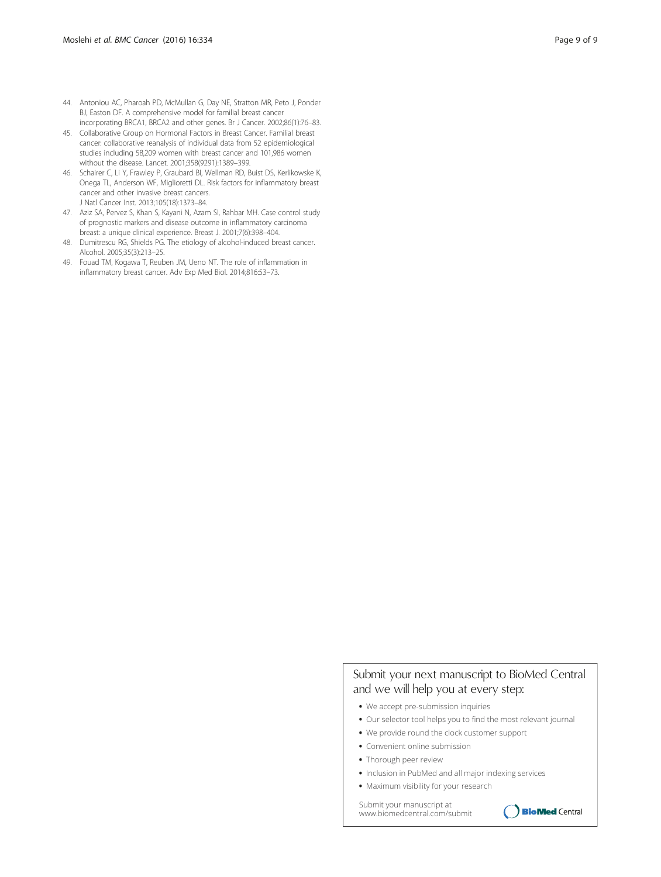44. Antoniou AC, Pharoah PD, McMullan G, Day NE, Stratton MR, Peto J, Ponder BJ, Easton DF. A comprehensive model for familial breast cancer incorporating BRCA1, BRCA2 and other genes. Br J Cancer. 2002;86(1):76–83.
45. Collaborative Group on Hormonal Factors in Breast Cancer. Familial breast cancer: collaborative reanalysis of individual data from 52 epidemiological studies including 58,209 women with breast cancer and 101,986 women without the disease. Lancet. 2001;358(9291):1389–399.
46. Schairer C, Li Y, Frawley P, Graubard BI, Wellman RD, Buist DS, Kerlikowske K, Onega TL, Anderson WF, Miglioretti DL. Risk factors for inflammatory breast cancer and other invasive breast cancers. J Natl Cancer Inst. 2013;105(18):1373–84.
47. Aziz SA, Pervez S, Khan S, Kayani N, Azam SI, Rahbar MH. Case control study of prognostic markers and disease outcome in inflammatory carcinoma breast: a unique clinical experience. Breast J. 2001;7(6):398–404.
48. Dumitrescu RG, Shields PG. The etiology of alcohol-induced breast cancer. Alcohol. 2005;35(3):213–25.
49. Fouad TM, Kogawa T, Reuben JM, Ueno NT. The role of inflammation in inflammatory breast cancer. Adv Exp Med Biol. 2014;816:53–73.

Submit your next manuscript to BioMed Central and we will help you at every step:

- We accept pre-submission inquiries
- Our selector tool helps you to find the most relevant journal
- We provide round the clock customer support
- Convenient online submission
- Thorough peer review
- Inclusion in PubMed and all major indexing services
- Maximum visibility for your research

Submit your manuscript at www.biomedcentral.com/submit

BioMed Central